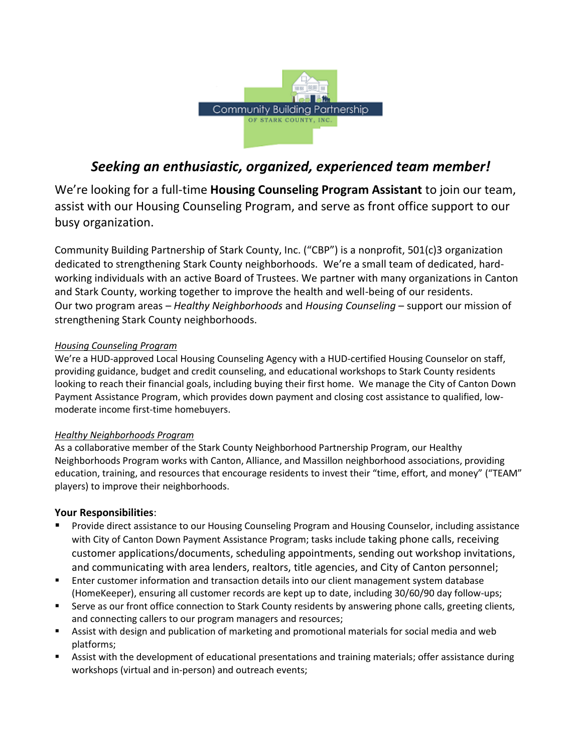Community Building Partnership
OF STARK COUNTY, INC.

## *Seeking an enthusiastic, organized, experienced team member!*

We're looking for a full-time **Housing Counseling Program Assistant** to join our team, assist with our Housing Counseling Program, and serve as front office support to our busy organization.

Community Building Partnership of Stark County, Inc. ("CBP") is a nonprofit, 501(c)3 organization dedicated to strengthening Stark County neighborhoods. We're a small team of dedicated, hard-working individuals with an active Board of Trustees. We partner with many organizations in Canton and Stark County, working together to improve the health and well-being of our residents. Our two program areas – *Healthy Neighborhoods* and *Housing Counseling* – support our mission of strengthening Stark County neighborhoods.

*Housing Counseling Program*

We're a HUD-approved Local Housing Counseling Agency with a HUD-certified Housing Counselor on staff, providing guidance, budget and credit counseling, and educational workshops to Stark County residents looking to reach their financial goals, including buying their first home. We manage the City of Canton Down Payment Assistance Program, which provides down payment and closing cost assistance to qualified, low-moderate income first-time homebuyers.

*Healthy Neighborhoods Program*

As a collaborative member of the Stark County Neighborhood Partnership Program, our Healthy Neighborhoods Program works with Canton, Alliance, and Massillon neighborhood associations, providing education, training, and resources that encourage residents to invest their "time, effort, and money" ("TEAM" players) to improve their neighborhoods.

**Your Responsibilities**:

- Provide direct assistance to our Housing Counseling Program and Housing Counselor, including assistance with City of Canton Down Payment Assistance Program; tasks include taking phone calls, receiving customer applications/documents, scheduling appointments, sending out workshop invitations, and communicating with area lenders, realtors, title agencies, and City of Canton personnel;
- Enter customer information and transaction details into our client management system database (HomeKeeper), ensuring all customer records are kept up to date, including 30/60/90 day follow-ups;
- Serve as our front office connection to Stark County residents by answering phone calls, greeting clients, and connecting callers to our program managers and resources;
- Assist with design and publication of marketing and promotional materials for social media and web platforms;
- Assist with the development of educational presentations and training materials; offer assistance during workshops (virtual and in-person) and outreach events;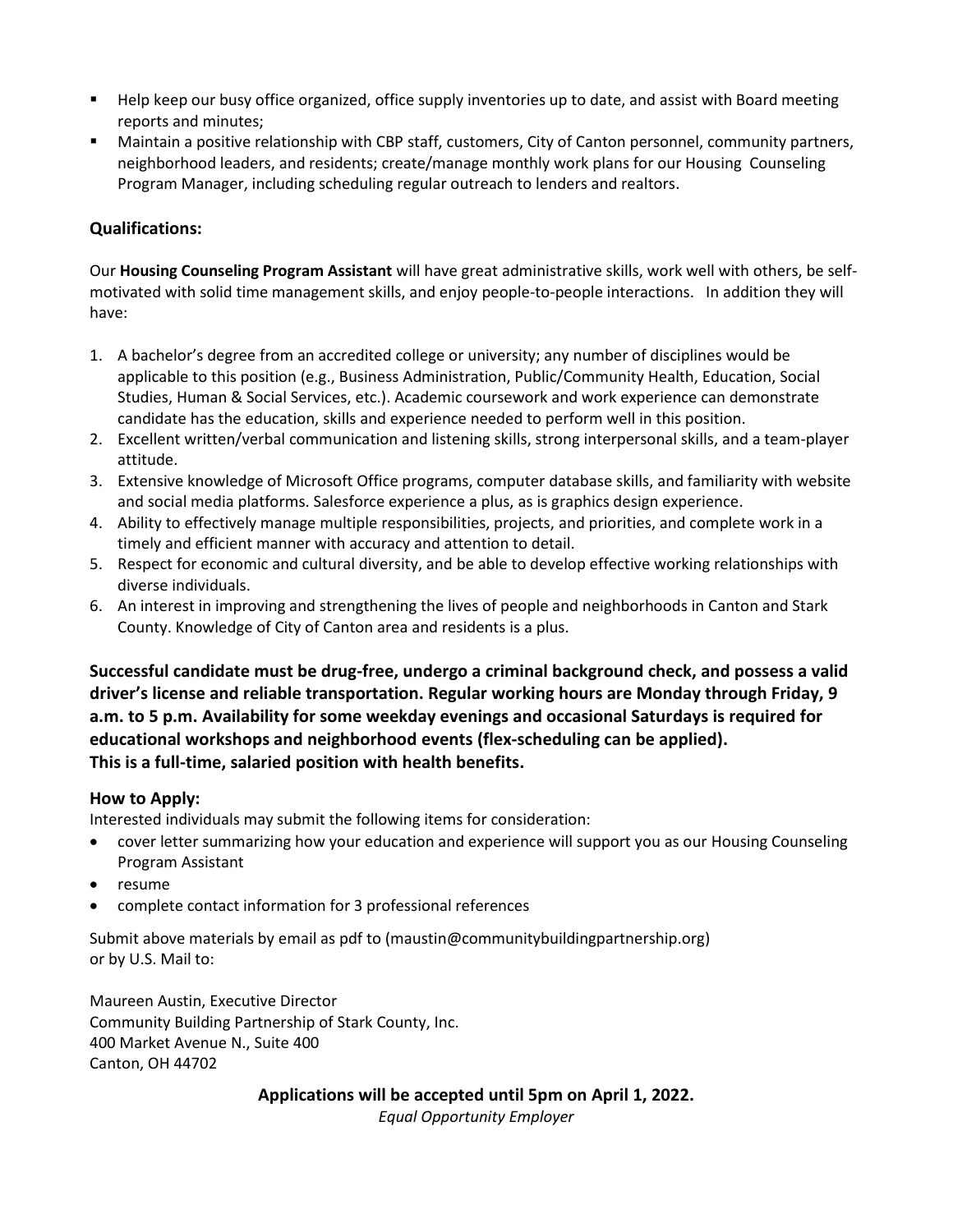- Help keep our busy office organized, office supply inventories up to date, and assist with Board meeting reports and minutes;
- Maintain a positive relationship with CBP staff, customers, City of Canton personnel, community partners, neighborhood leaders, and residents; create/manage monthly work plans for our Housing Counseling Program Manager, including scheduling regular outreach to lenders and realtors.

### Qualifications:

Our **Housing Counseling Program Assistant** will have great administrative skills, work well with others, be self-motivated with solid time management skills, and enjoy people-to-people interactions. In addition they will have:

1. A bachelor's degree from an accredited college or university; any number of disciplines would be applicable to this position (e.g., Business Administration, Public/Community Health, Education, Social Studies, Human & Social Services, etc.). Academic coursework and work experience can demonstrate candidate has the education, skills and experience needed to perform well in this position.
2. Excellent written/verbal communication and listening skills, strong interpersonal skills, and a team-player attitude.
3. Extensive knowledge of Microsoft Office programs, computer database skills, and familiarity with website and social media platforms. Salesforce experience a plus, as is graphics design experience.
4. Ability to effectively manage multiple responsibilities, projects, and priorities, and complete work in a timely and efficient manner with accuracy and attention to detail.
5. Respect for economic and cultural diversity, and be able to develop effective working relationships with diverse individuals.
6. An interest in improving and strengthening the lives of people and neighborhoods in Canton and Stark County. Knowledge of City of Canton area and residents is a plus.

**Successful candidate must be drug-free, undergo a criminal background check, and possess a valid driver's license and reliable transportation. Regular working hours are Monday through Friday, 9 a.m. to 5 p.m. Availability for some weekday evenings and occasional Saturdays is required for educational workshops and neighborhood events (flex-scheduling can be applied).**
**This is a full-time, salaried position with health benefits.**

### How to Apply:

Interested individuals may submit the following items for consideration:

- cover letter summarizing how your education and experience will support you as our Housing Counseling Program Assistant
- resume
- complete contact information for 3 professional references

Submit above materials by email as pdf to (maustin@communitybuildingpartnership.org)
or by U.S. Mail to:

Maureen Austin, Executive Director
Community Building Partnership of Stark County, Inc.
400 Market Avenue N., Suite 400
Canton, OH 44702

**Applications will be accepted until 5pm on April 1, 2022.**

*Equal Opportunity Employer*